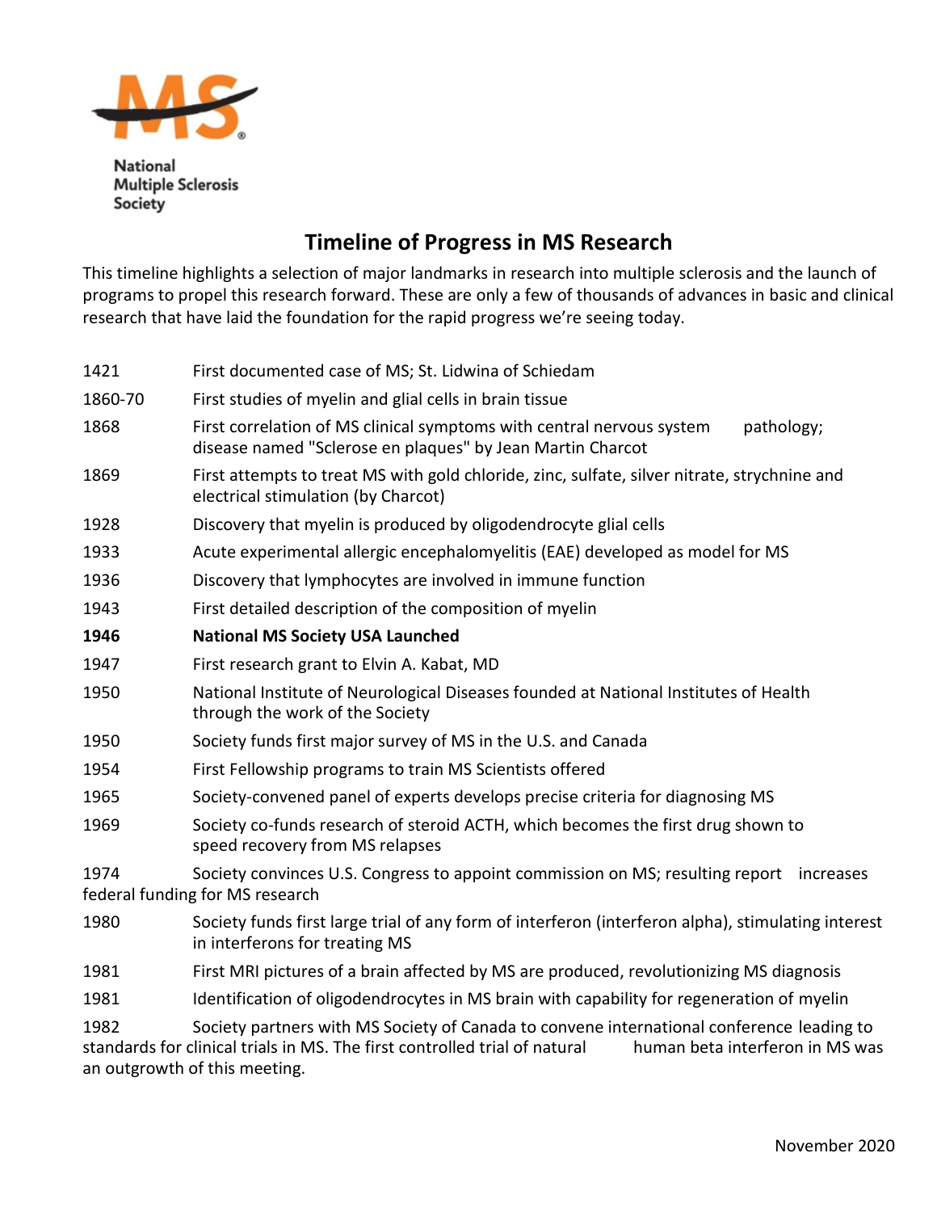National Multiple Sclerosis Society

# Timeline of Progress in MS Research

This timeline highlights a selection of major landmarks in research into multiple sclerosis and the launch of programs to propel this research forward. These are only a few of thousands of advances in basic and clinical research that have laid the foundation for the rapid progress we're seeing today.

| | |
|---|---|
| 1421 | First documented case of MS; St. Lidwina of Schiedam |
| 1860-70 | First studies of myelin and glial cells in brain tissue |
| 1868 | First correlation of MS clinical symptoms with central nervous system pathology; disease named "Sclerose en plaques" by Jean Martin Charcot |
| 1869 | First attempts to treat MS with gold chloride, zinc, sulfate, silver nitrate, strychnine and electrical stimulation (by Charcot) |
| 1928 | Discovery that myelin is produced by oligodendrocyte glial cells |
| 1933 | Acute experimental allergic encephalomyelitis (EAE) developed as model for MS |
| 1936 | Discovery that lymphocytes are involved in immune function |
| 1943 | First detailed description of the composition of myelin |
| **1946** | **National MS Society USA Launched** |
| 1947 | First research grant to Elvin A. Kabat, MD |
| 1950 | National Institute of Neurological Diseases founded at National Institutes of Health through the work of the Society |
| 1950 | Society funds first major survey of MS in the U.S. and Canada |
| 1954 | First Fellowship programs to train MS Scientists offered |
| 1965 | Society-convened panel of experts develops precise criteria for diagnosing MS |
| 1969 | Society co-funds research of steroid ACTH, which becomes the first drug shown to speed recovery from MS relapses |
| 1974 | Society convinces U.S. Congress to appoint commission on MS; resulting report increases federal funding for MS research |
| 1980 | Society funds first large trial of any form of interferon (interferon alpha), stimulating interest in interferons for treating MS |
| 1981 | First MRI pictures of a brain affected by MS are produced, revolutionizing MS diagnosis |
| 1981 | Identification of oligodendrocytes in MS brain with capability for regeneration of myelin |
| 1982 | Society partners with MS Society of Canada to convene international conference leading to standards for clinical trials in MS. The first controlled trial of natural human beta interferon in MS was an outgrowth of this meeting. |

November 2020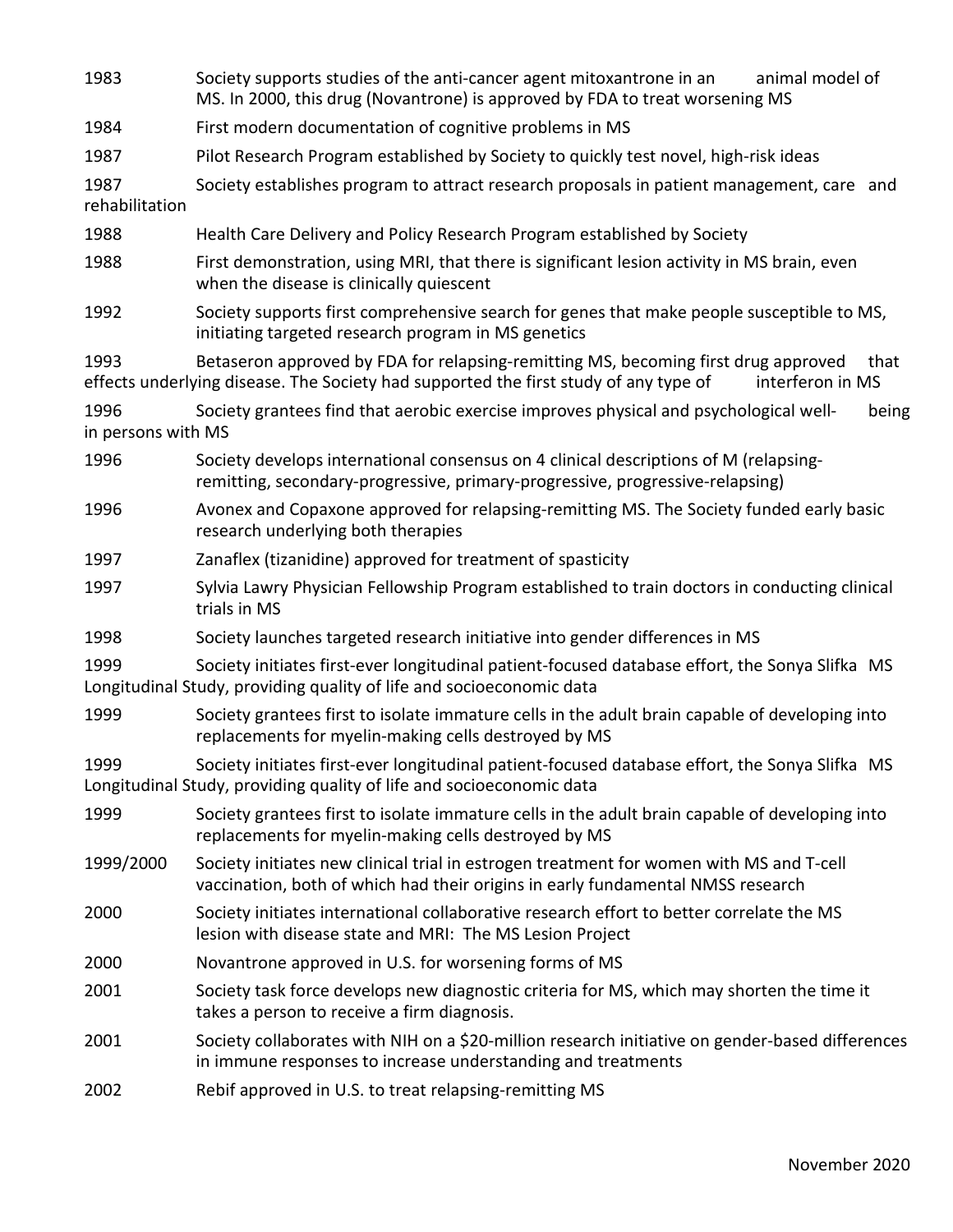| | |
|---|---|
| 1983 | Society supports studies of the anti-cancer agent mitoxantrone in an animal model of MS. In 2000, this drug (Novantrone) is approved by FDA to treat worsening MS |
| 1984 | First modern documentation of cognitive problems in MS |
| 1987 | Pilot Research Program established by Society to quickly test novel, high-risk ideas |
| 1987 | Society establishes program to attract research proposals in patient management, care and rehabilitation |
| 1988 | Health Care Delivery and Policy Research Program established by Society |
| 1988 | First demonstration, using MRI, that there is significant lesion activity in MS brain, even when the disease is clinically quiescent |
| 1992 | Society supports first comprehensive search for genes that make people susceptible to MS, initiating targeted research program in MS genetics |
| 1993 | Betaseron approved by FDA for relapsing-remitting MS, becoming first drug approved that effects underlying disease. The Society had supported the first study of any type of interferon in MS |
| 1996 | Society grantees find that aerobic exercise improves physical and psychological well-being in persons with MS |
| 1996 | Society develops international consensus on 4 clinical descriptions of M (relapsing-remitting, secondary-progressive, primary-progressive, progressive-relapsing) |
| 1996 | Avonex and Copaxone approved for relapsing-remitting MS. The Society funded early basic research underlying both therapies |
| 1997 | Zanaflex (tizanidine) approved for treatment of spasticity |
| 1997 | Sylvia Lawry Physician Fellowship Program established to train doctors in conducting clinical trials in MS |
| 1998 | Society launches targeted research initiative into gender differences in MS |
| 1999 | Society initiates first-ever longitudinal patient-focused database effort, the Sonya Slifka MS Longitudinal Study, providing quality of life and socioeconomic data |
| 1999 | Society grantees first to isolate immature cells in the adult brain capable of developing into replacements for myelin-making cells destroyed by MS |
| 1999 | Society initiates first-ever longitudinal patient-focused database effort, the Sonya Slifka MS Longitudinal Study, providing quality of life and socioeconomic data |
| 1999 | Society grantees first to isolate immature cells in the adult brain capable of developing into replacements for myelin-making cells destroyed by MS |
| 1999/2000 | Society initiates new clinical trial in estrogen treatment for women with MS and T-cell vaccination, both of which had their origins in early fundamental NMSS research |
| 2000 | Society initiates international collaborative research effort to better correlate the MS lesion with disease state and MRI: The MS Lesion Project |
| 2000 | Novantrone approved in U.S. for worsening forms of MS |
| 2001 | Society task force develops new diagnostic criteria for MS, which may shorten the time it takes a person to receive a firm diagnosis. |
| 2001 | Society collaborates with NIH on a $20-million research initiative on gender-based differences in immune responses to increase understanding and treatments |
| 2002 | Rebif approved in U.S. to treat relapsing-remitting MS |

November 2020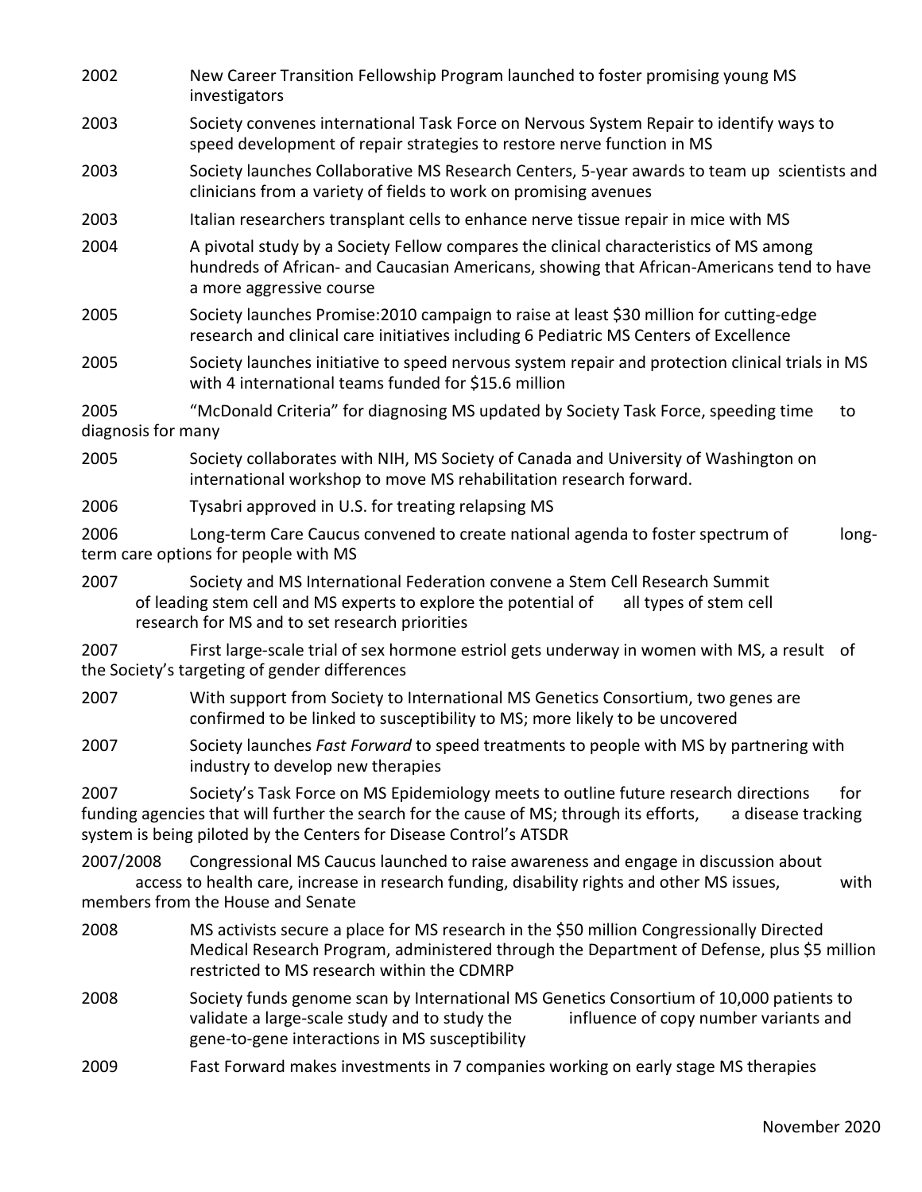| | |
|---|---|
| 2002 | New Career Transition Fellowship Program launched to foster promising young MS investigators |
| 2003 | Society convenes international Task Force on Nervous System Repair to identify ways to speed development of repair strategies to restore nerve function in MS |
| 2003 | Society launches Collaborative MS Research Centers, 5-year awards to team up scientists and clinicians from a variety of fields to work on promising avenues |
| 2003 | Italian researchers transplant cells to enhance nerve tissue repair in mice with MS |
| 2004 | A pivotal study by a Society Fellow compares the clinical characteristics of MS among hundreds of African- and Caucasian Americans, showing that African-Americans tend to have a more aggressive course |
| 2005 | Society launches Promise:2010 campaign to raise at least $30 million for cutting-edge research and clinical care initiatives including 6 Pediatric MS Centers of Excellence |
| 2005 | Society launches initiative to speed nervous system repair and protection clinical trials in MS with 4 international teams funded for $15.6 million |
| 2005 | "McDonald Criteria" for diagnosing MS updated by Society Task Force, speeding time to diagnosis for many |
| 2005 | Society collaborates with NIH, MS Society of Canada and University of Washington on international workshop to move MS rehabilitation research forward. |
| 2006 | Tysabri approved in U.S. for treating relapsing MS |
| 2006 | Long-term Care Caucus convened to create national agenda to foster spectrum of long-term care options for people with MS |
| 2007 | Society and MS International Federation convene a Stem Cell Research Summit of leading stem cell and MS experts to explore the potential of all types of stem cell research for MS and to set research priorities |
| 2007 | First large-scale trial of sex hormone estriol gets underway in women with MS, a result of the Society's targeting of gender differences |
| 2007 | With support from Society to International MS Genetics Consortium, two genes are confirmed to be linked to susceptibility to MS; more likely to be uncovered |
| 2007 | Society launches *Fast Forward* to speed treatments to people with MS by partnering with industry to develop new therapies |
| 2007 | Society's Task Force on MS Epidemiology meets to outline future research directions for funding agencies that will further the search for the cause of MS; through its efforts, a disease tracking system is being piloted by the Centers for Disease Control's ATSDR |
| 2007/2008 | Congressional MS Caucus launched to raise awareness and engage in discussion about access to health care, increase in research funding, disability rights and other MS issues, with members from the House and Senate |
| 2008 | MS activists secure a place for MS research in the $50 million Congressionally Directed Medical Research Program, administered through the Department of Defense, plus $5 million restricted to MS research within the CDMRP |
| 2008 | Society funds genome scan by International MS Genetics Consortium of 10,000 patients to validate a large-scale study and to study the influence of copy number variants and gene-to-gene interactions in MS susceptibility |
| 2009 | Fast Forward makes investments in 7 companies working on early stage MS therapies |

November 2020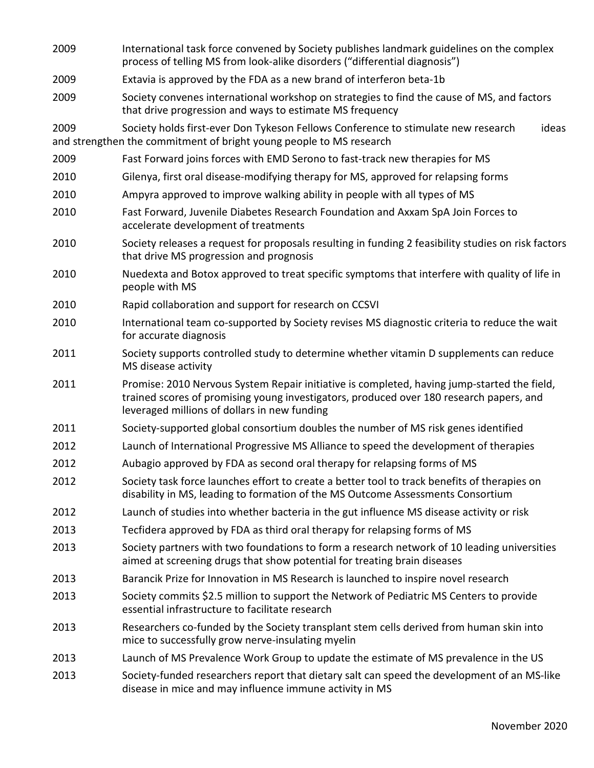| | |
|---|---|
| 2009 | International task force convened by Society publishes landmark guidelines on the complex process of telling MS from look-alike disorders ("differential diagnosis") |
| 2009 | Extavia is approved by the FDA as a new brand of interferon beta-1b |
| 2009 | Society convenes international workshop on strategies to find the cause of MS, and factors that drive progression and ways to estimate MS frequency |
| 2009 | Society holds first-ever Don Tykeson Fellows Conference to stimulate new research ideas and strengthen the commitment of bright young people to MS research |
| 2009 | Fast Forward joins forces with EMD Serono to fast-track new therapies for MS |
| 2010 | Gilenya, first oral disease-modifying therapy for MS, approved for relapsing forms |
| 2010 | Ampyra approved to improve walking ability in people with all types of MS |
| 2010 | Fast Forward, Juvenile Diabetes Research Foundation and Axxam SpA Join Forces to accelerate development of treatments |
| 2010 | Society releases a request for proposals resulting in funding 2 feasibility studies on risk factors that drive MS progression and prognosis |
| 2010 | Nuedexta and Botox approved to treat specific symptoms that interfere with quality of life in people with MS |
| 2010 | Rapid collaboration and support for research on CCSVI |
| 2010 | International team co-supported by Society revises MS diagnostic criteria to reduce the wait for accurate diagnosis |
| 2011 | Society supports controlled study to determine whether vitamin D supplements can reduce MS disease activity |
| 2011 | Promise: 2010 Nervous System Repair initiative is completed, having jump-started the field, trained scores of promising young investigators, produced over 180 research papers, and leveraged millions of dollars in new funding |
| 2011 | Society-supported global consortium doubles the number of MS risk genes identified |
| 2012 | Launch of International Progressive MS Alliance to speed the development of therapies |
| 2012 | Aubagio approved by FDA as second oral therapy for relapsing forms of MS |
| 2012 | Society task force launches effort to create a better tool to track benefits of therapies on disability in MS, leading to formation of the MS Outcome Assessments Consortium |
| 2012 | Launch of studies into whether bacteria in the gut influence MS disease activity or risk |
| 2013 | Tecfidera approved by FDA as third oral therapy for relapsing forms of MS |
| 2013 | Society partners with two foundations to form a research network of 10 leading universities aimed at screening drugs that show potential for treating brain diseases |
| 2013 | Barancik Prize for Innovation in MS Research is launched to inspire novel research |
| 2013 | Society commits $2.5 million to support the Network of Pediatric MS Centers to provide essential infrastructure to facilitate research |
| 2013 | Researchers co-funded by the Society transplant stem cells derived from human skin into mice to successfully grow nerve-insulating myelin |
| 2013 | Launch of MS Prevalence Work Group to update the estimate of MS prevalence in the US |
| 2013 | Society-funded researchers report that dietary salt can speed the development of an MS-like disease in mice and may influence immune activity in MS |

November 2020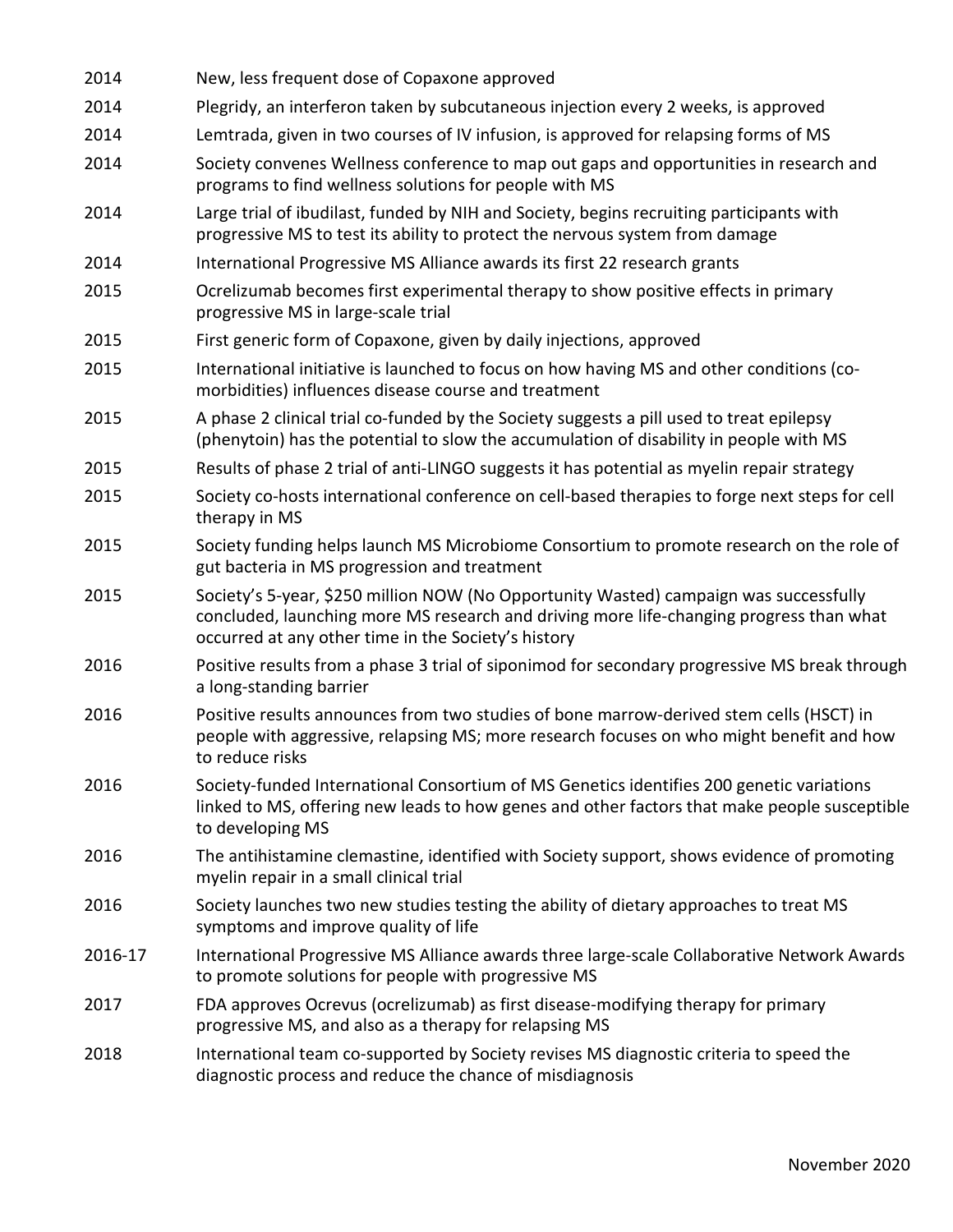| | |
|---|---|
| 2014 | New, less frequent dose of Copaxone approved |
| 2014 | Plegridy, an interferon taken by subcutaneous injection every 2 weeks, is approved |
| 2014 | Lemtrada, given in two courses of IV infusion, is approved for relapsing forms of MS |
| 2014 | Society convenes Wellness conference to map out gaps and opportunities in research and programs to find wellness solutions for people with MS |
| 2014 | Large trial of ibudilast, funded by NIH and Society, begins recruiting participants with progressive MS to test its ability to protect the nervous system from damage |
| 2014 | International Progressive MS Alliance awards its first 22 research grants |
| 2015 | Ocrelizumab becomes first experimental therapy to show positive effects in primary progressive MS in large-scale trial |
| 2015 | First generic form of Copaxone, given by daily injections, approved |
| 2015 | International initiative is launched to focus on how having MS and other conditions (co-morbidities) influences disease course and treatment |
| 2015 | A phase 2 clinical trial co-funded by the Society suggests a pill used to treat epilepsy (phenytoin) has the potential to slow the accumulation of disability in people with MS |
| 2015 | Results of phase 2 trial of anti-LINGO suggests it has potential as myelin repair strategy |
| 2015 | Society co-hosts international conference on cell-based therapies to forge next steps for cell therapy in MS |
| 2015 | Society funding helps launch MS Microbiome Consortium to promote research on the role of gut bacteria in MS progression and treatment |
| 2015 | Society's 5-year, $250 million NOW (No Opportunity Wasted) campaign was successfully concluded, launching more MS research and driving more life-changing progress than what occurred at any other time in the Society's history |
| 2016 | Positive results from a phase 3 trial of siponimod for secondary progressive MS break through a long-standing barrier |
| 2016 | Positive results announces from two studies of bone marrow-derived stem cells (HSCT) in people with aggressive, relapsing MS; more research focuses on who might benefit and how to reduce risks |
| 2016 | Society-funded International Consortium of MS Genetics identifies 200 genetic variations linked to MS, offering new leads to how genes and other factors that make people susceptible to developing MS |
| 2016 | The antihistamine clemastine, identified with Society support, shows evidence of promoting myelin repair in a small clinical trial |
| 2016 | Society launches two new studies testing the ability of dietary approaches to treat MS symptoms and improve quality of life |
| 2016-17 | International Progressive MS Alliance awards three large-scale Collaborative Network Awards to promote solutions for people with progressive MS |
| 2017 | FDA approves Ocrevus (ocrelizumab) as first disease-modifying therapy for primary progressive MS, and also as a therapy for relapsing MS |
| 2018 | International team co-supported by Society revises MS diagnostic criteria to speed the diagnostic process and reduce the chance of misdiagnosis |

November 2020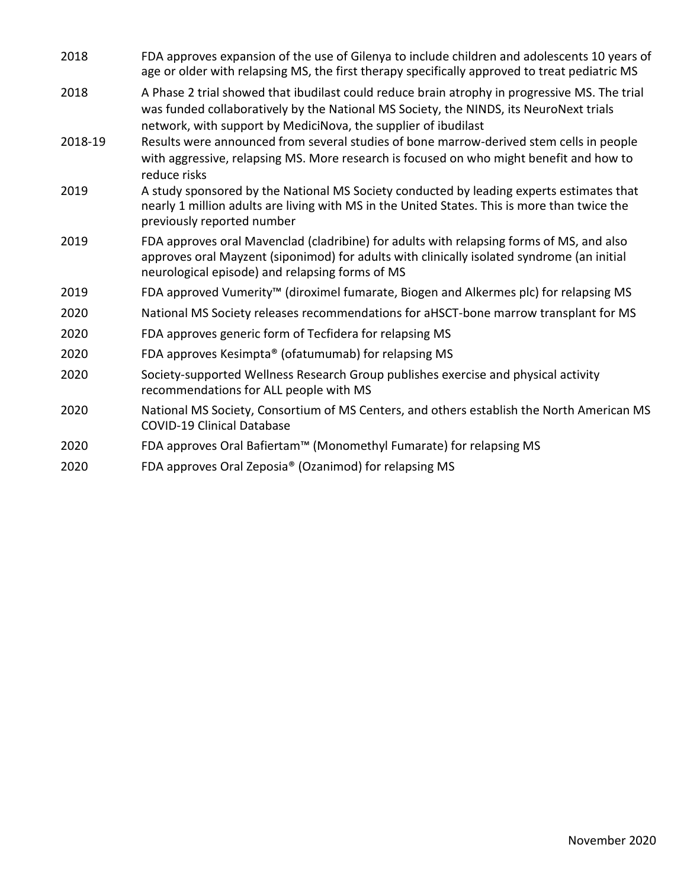| | |
|---|---|
| 2018 | FDA approves expansion of the use of Gilenya to include children and adolescents 10 years of age or older with relapsing MS, the first therapy specifically approved to treat pediatric MS |
| 2018 | A Phase 2 trial showed that ibudilast could reduce brain atrophy in progressive MS. The trial was funded collaboratively by the National MS Society, the NINDS, its NeuroNext trials network, with support by MediciNova, the supplier of ibudilast |
| 2018-19 | Results were announced from several studies of bone marrow-derived stem cells in people with aggressive, relapsing MS. More research is focused on who might benefit and how to reduce risks |
| 2019 | A study sponsored by the National MS Society conducted by leading experts estimates that nearly 1 million adults are living with MS in the United States. This is more than twice the previously reported number |
| 2019 | FDA approves oral Mavenclad (cladribine) for adults with relapsing forms of MS, and also approves oral Mayzent (siponimod) for adults with clinically isolated syndrome (an initial neurological episode) and relapsing forms of MS |
| 2019 | FDA approved Vumerity™ (diroximel fumarate, Biogen and Alkermes plc) for relapsing MS |
| 2020 | National MS Society releases recommendations for aHSCT-bone marrow transplant for MS |
| 2020 | FDA approves generic form of Tecfidera for relapsing MS |
| 2020 | FDA approves Kesimpta® (ofatumumab) for relapsing MS |
| 2020 | Society-supported Wellness Research Group publishes exercise and physical activity recommendations for ALL people with MS |
| 2020 | National MS Society, Consortium of MS Centers, and others establish the North American MS COVID-19 Clinical Database |
| 2020 | FDA approves Oral Bafiertam™ (Monomethyl Fumarate) for relapsing MS |
| 2020 | FDA approves Oral Zeposia® (Ozanimod) for relapsing MS |

November 2020